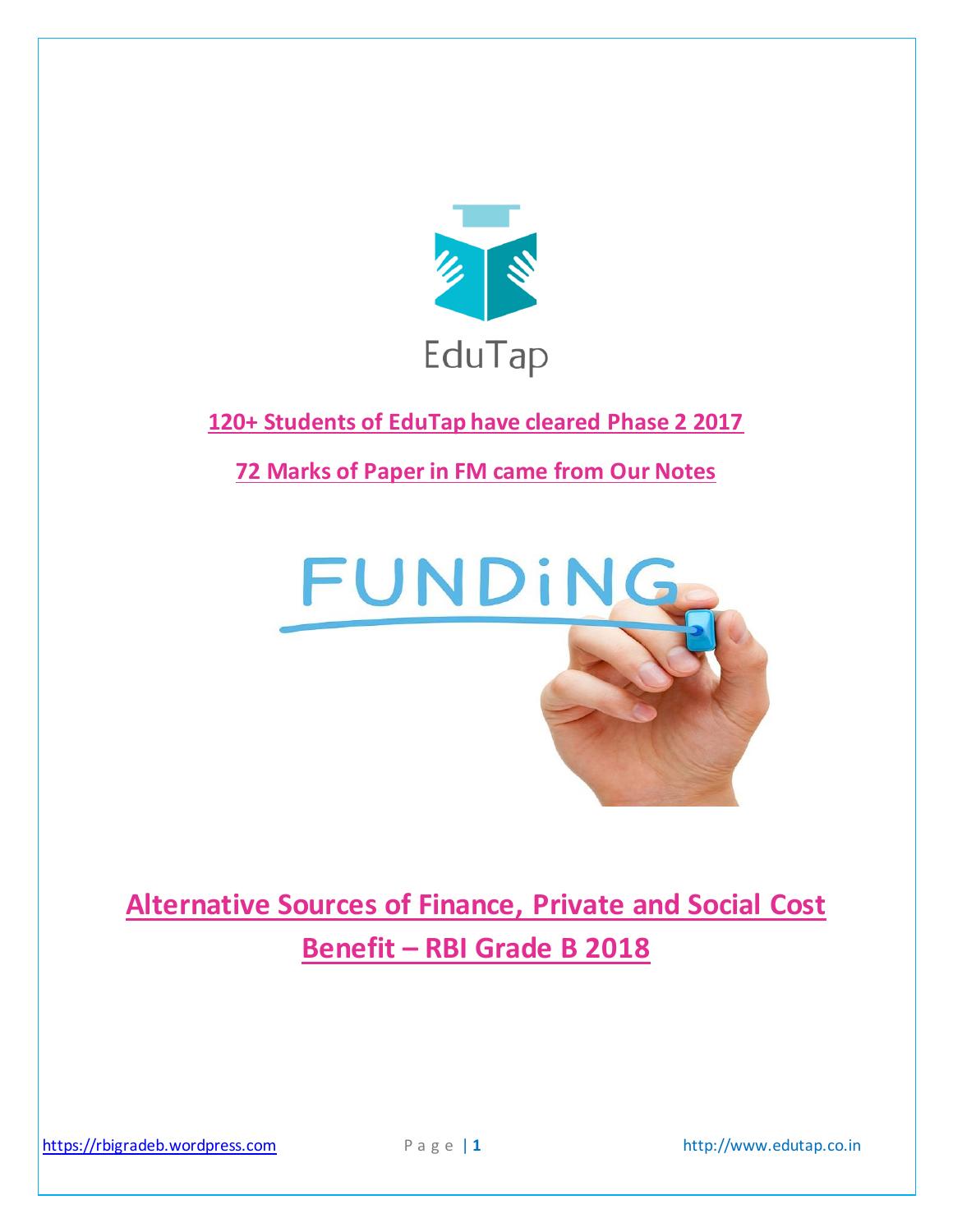EduTap

**120+ Students of EduTap have cleared Phase 2 2017**

**72 Marks of Paper in FM came from Our Notes**

# Alternative Sources of Finance, Private and Social Cost Benefit – RBI Grade B 2018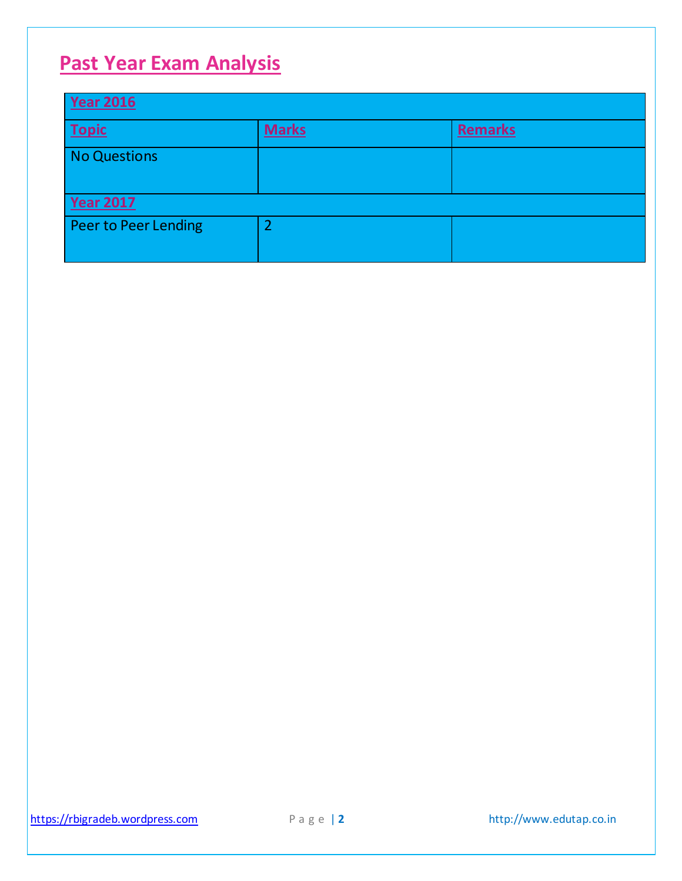## Past Year Exam Analysis

| Year 2016 | | |
|---|---|---|
| **Topic** | **Marks** | **Remarks** |
| No Questions | | |
| **Year 2017** | | |
| Peer to Peer Lending | 2 | |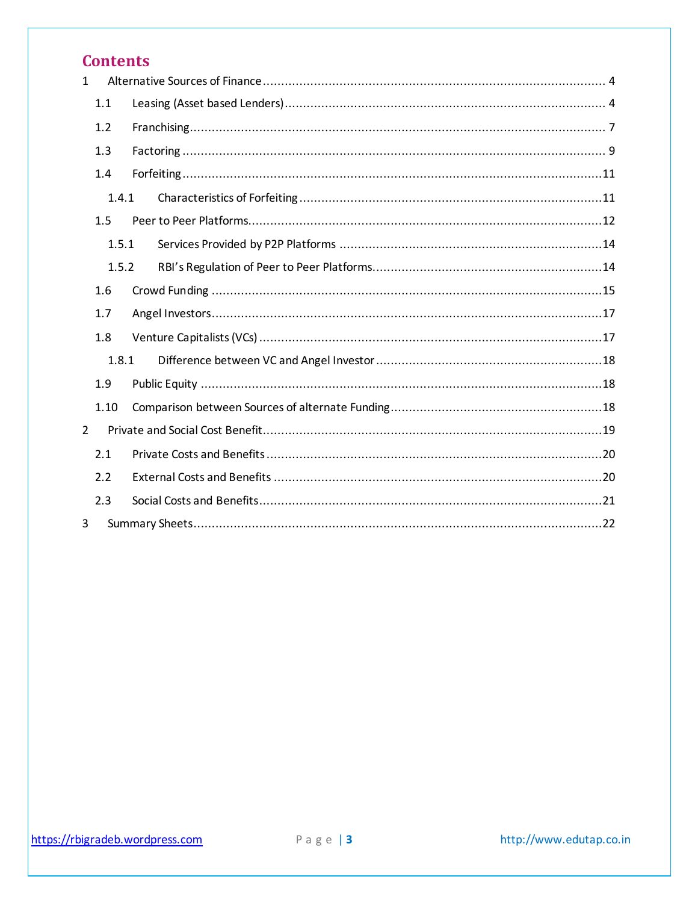# Contents

1 Alternative Sources of Finance ........................................................................................ 4
 1.1 Leasing (Asset based Lenders) ....................................................................................... 4
 1.2 Franchising ................................................................................................................... 7
 1.3 Factoring ...................................................................................................................... 9
 1.4 Forfeiting .................................................................................................................... 11
  1.4.1 Characteristics of Forfeiting .................................................................................. 11
 1.5 Peer to Peer Platforms ................................................................................................. 12
  1.5.1 Services Provided by P2P Platforms ...................................................................... 14
  1.5.2 RBI's Regulation of Peer to Peer Platforms ............................................................ 14
 1.6 Crowd Funding ........................................................................................................... 15
 1.7 Angel Investors ........................................................................................................... 17
 1.8 Venture Capitalists (VCs) ............................................................................................. 17
  1.8.1 Difference between VC and Angel Investor ............................................................ 18
 1.9 Public Equity ............................................................................................................... 18
 1.10 Comparison between Sources of alternate Funding ...................................................... 18
2 Private and Social Cost Benefit ........................................................................................... 19
 2.1 Private Costs and Benefits ............................................................................................ 20
 2.2 External Costs and Benefits .......................................................................................... 20
 2.3 Social Costs and Benefits .............................................................................................. 21
3 Summary Sheets ................................................................................................................. 22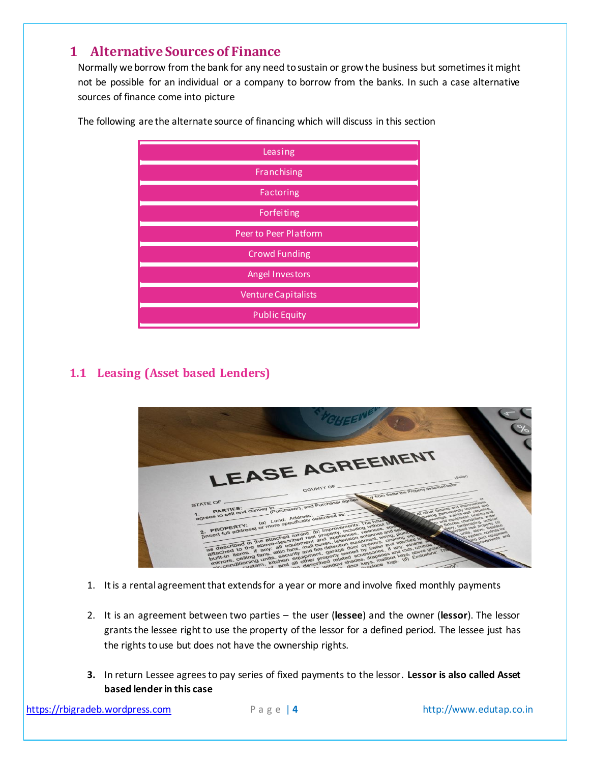# 1 Alternative Sources of Finance

Normally we borrow from the bank for any need to sustain or grow the business but sometimes it might not be possible for an individual or a company to borrow from the banks. In such a case alternative sources of finance come into picture

The following are the alternate source of financing which will discuss in this section

| |
|---|
| Leasing |
| Franchising |
| Factoring |
| Forfeiting |
| Peer to Peer Platform |
| Crowd Funding |
| Angel Investors |
| Venture Capitalists |
| Public Equity |

## 1.1 Leasing (Asset based Lenders)

1. It is a rental agreement that extends for a year or more and involve fixed monthly payments

2. It is an agreement between two parties – the user (**lessee**) and the owner (**lessor**). The lessor grants the lessee right to use the property of the lessor for a defined period. The lessee just has the rights to use but does not have the ownership rights.

3. In return Lessee agrees to pay series of fixed payments to the lessor. **Lessor is also called Asset based lender in this case**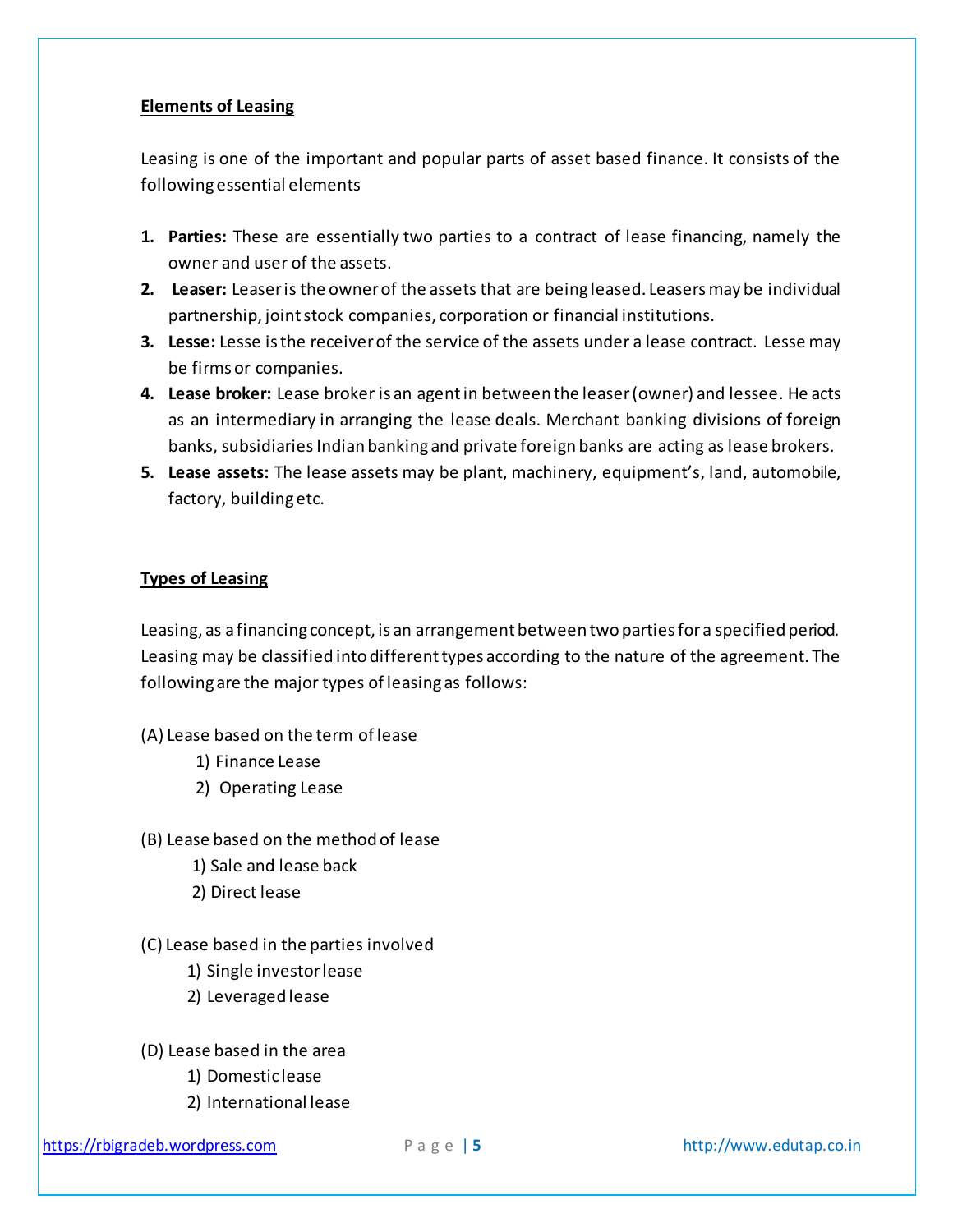**Elements of Leasing**

Leasing is one of the important and popular parts of asset based finance. It consists of the following essential elements

1. **Parties:** These are essentially two parties to a contract of lease financing, namely the owner and user of the assets.
2. **Leaser:** Leaser is the owner of the assets that are being leased. Leasers may be individual partnership, joint stock companies, corporation or financial institutions.
3. **Lesse:** Lesse is the receiver of the service of the assets under a lease contract. Lesse may be firms or companies.
4. **Lease broker:** Lease broker is an agent in between the leaser (owner) and lessee. He acts as an intermediary in arranging the lease deals. Merchant banking divisions of foreign banks, subsidiaries Indian banking and private foreign banks are acting as lease brokers.
5. **Lease assets:** The lease assets may be plant, machinery, equipment's, land, automobile, factory, building etc.

**Types of Leasing**

Leasing, as a financing concept, is an arrangement between two parties for a specified period. Leasing may be classified into different types according to the nature of the agreement. The following are the major types of leasing as follows:

(A) Lease based on the term of lease
   1) Finance Lease
   2) Operating Lease

(B) Lease based on the method of lease
   1) Sale and lease back
   2) Direct lease

(C) Lease based in the parties involved
   1) Single investor lease
   2) Leveraged lease

(D) Lease based in the area
   1) Domestic lease
   2) International lease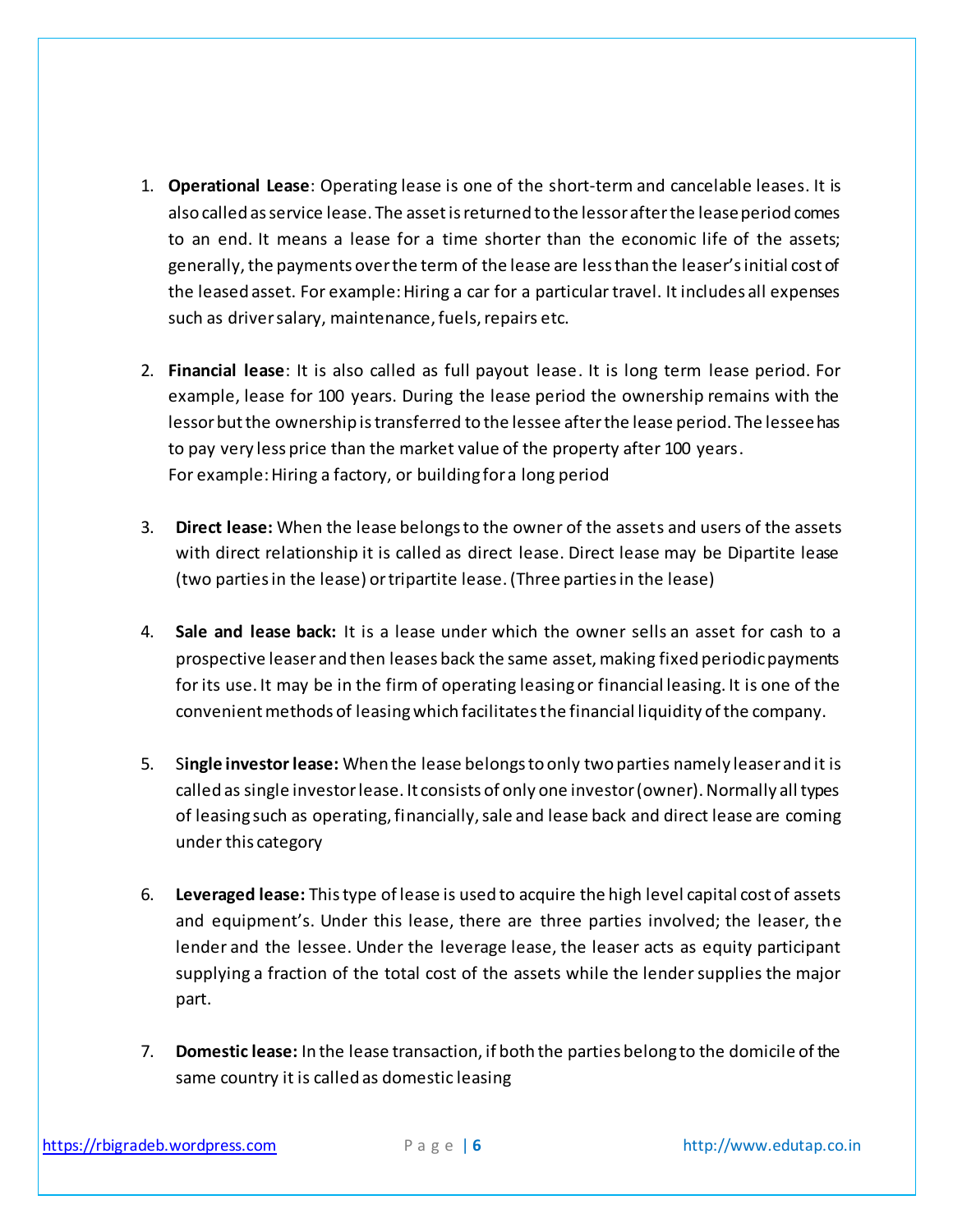1. **Operational Lease**: Operating lease is one of the short-term and cancelable leases. It is also called as service lease. The asset is returned to the lessor after the lease period comes to an end. It means a lease for a time shorter than the economic life of the assets; generally, the payments over the term of the lease are less than the leaser's initial cost of the leased asset. For example: Hiring a car for a particular travel. It includes all expenses such as driver salary, maintenance, fuels, repairs etc.

2. **Financial lease**: It is also called as full payout lease. It is long term lease period. For example, lease for 100 years. During the lease period the ownership remains with the lessor but the ownership is transferred to the lessee after the lease period. The lessee has to pay very less price than the market value of the property after 100 years.
   For example: Hiring a factory, or building for a long period

3. **Direct lease:** When the lease belongs to the owner of the assets and users of the assets with direct relationship it is called as direct lease. Direct lease may be Dipartite lease (two parties in the lease) or tripartite lease. (Three parties in the lease)

4. **Sale and lease back:** It is a lease under which the owner sells an asset for cash to a prospective leaser and then leases back the same asset, making fixed periodic payments for its use. It may be in the firm of operating leasing or financial leasing. It is one of the convenient methods of leasing which facilitates the financial liquidity of the company.

5. S**ingle investor lease:** When the lease belongs to only two parties namely leaser and it is called as single investor lease. It consists of only one investor (owner). Normally all types of leasing such as operating, financially, sale and lease back and direct lease are coming under this category

6. **Leveraged lease:** This type of lease is used to acquire the high level capital cost of assets and equipment's. Under this lease, there are three parties involved; the leaser, the lender and the lessee. Under the leverage lease, the leaser acts as equity participant supplying a fraction of the total cost of the assets while the lender supplies the major part.

7. **Domestic lease:** In the lease transaction, if both the parties belong to the domicile of the same country it is called as domestic leasing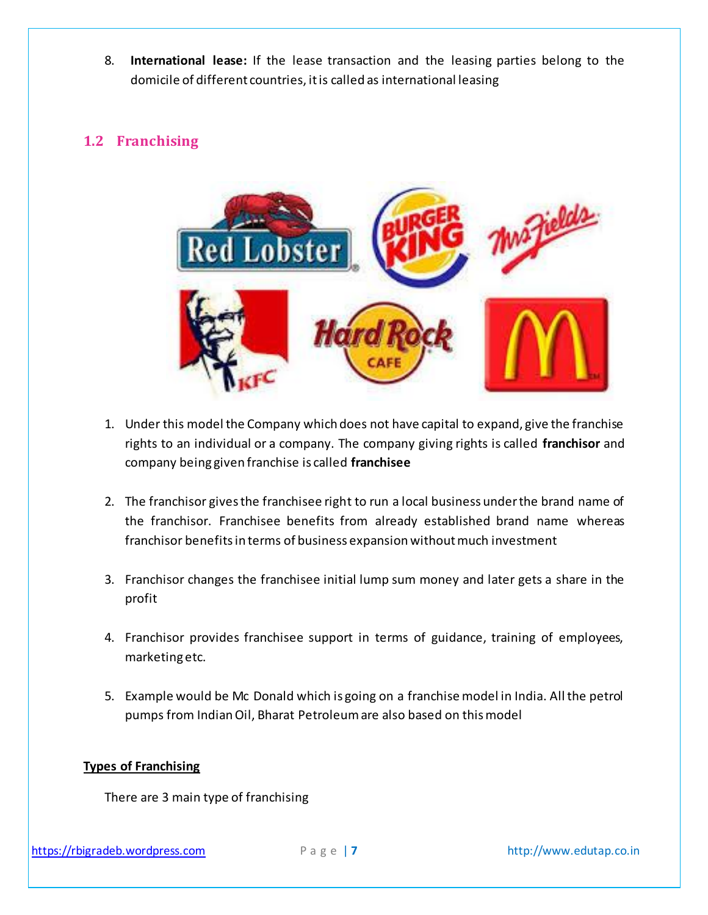8. **International lease:** If the lease transaction and the leasing parties belong to the domicile of different countries, it is called as international leasing

## 1.2 Franchising

1. Under this model the Company which does not have capital to expand, give the franchise rights to an individual or a company. The company giving rights is called **franchisor** and company being given franchise is called **franchisee**

2. The franchisor gives the franchisee right to run a local business under the brand name of the franchisor. Franchisee benefits from already established brand name whereas franchisor benefits in terms of business expansion without much investment

3. Franchisor changes the franchisee initial lump sum money and later gets a share in the profit

4. Franchisor provides franchisee support in terms of guidance, training of employees, marketing etc.

5. Example would be Mc Donald which is going on a franchise model in India. All the petrol pumps from Indian Oil, Bharat Petroleum are also based on this model

**Types of Franchising**

There are 3 main type of franchising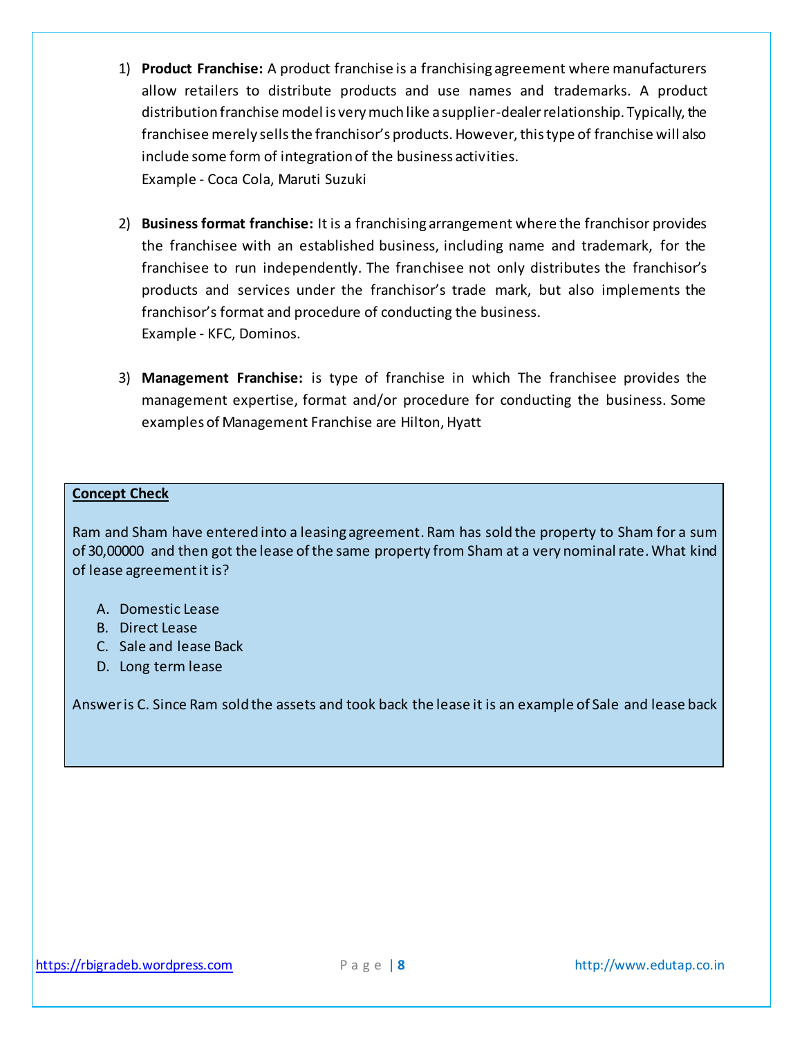1) **Product Franchise:** A product franchise is a franchising agreement where manufacturers allow retailers to distribute products and use names and trademarks. A product distribution franchise model is very much like a supplier-dealer relationship. Typically, the franchisee merely sells the franchisor's products. However, this type of franchise will also include some form of integration of the business activities.
   Example - Coca Cola, Maruti Suzuki

2) **Business format franchise:** It is a franchising arrangement where the franchisor provides the franchisee with an established business, including name and trademark, for the franchisee to run independently. The franchisee not only distributes the franchisor's products and services under the franchisor's trade mark, but also implements the franchisor's format and procedure of conducting the business.
   Example - KFC, Dominos.

3) **Management Franchise:** is type of franchise in which The franchisee provides the management expertise, format and/or procedure for conducting the business. Some examples of Management Franchise are Hilton, Hyatt

**Concept Check**

Ram and Sham have entered into a leasing agreement. Ram has sold the property to Sham for a sum of 30,00000 and then got the lease of the same property from Sham at a very nominal rate. What kind of lease agreement it is?

A. Domestic Lease
B. Direct Lease
C. Sale and lease Back
D. Long term lease

Answer is C. Since Ram sold the assets and took back the lease it is an example of Sale and lease back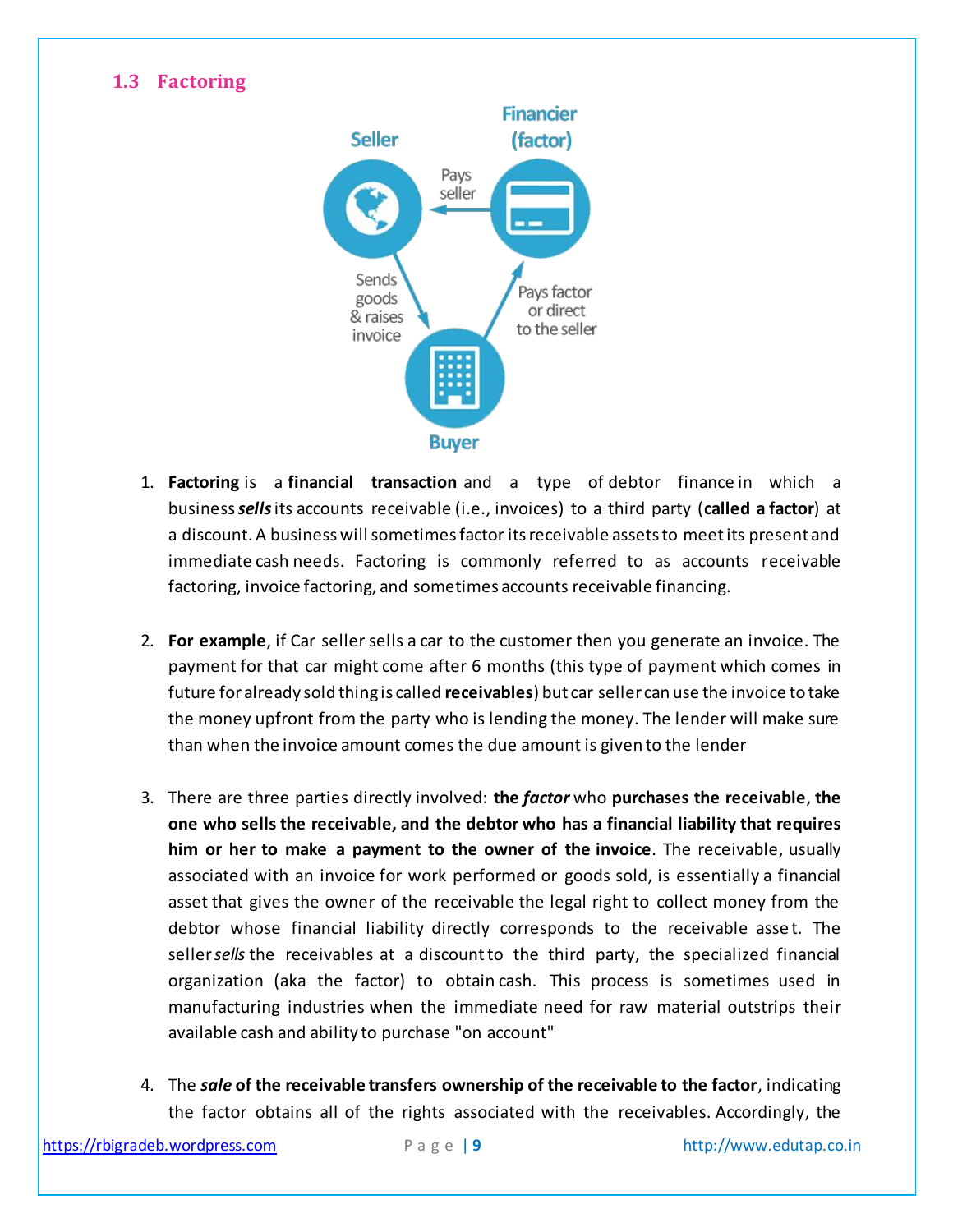## 1.3 Factoring

1. **Factoring** is a **financial transaction** and a type of debtor finance in which a business ***sells*** its accounts receivable (i.e., invoices) to a third party (**called a factor**) at a discount. A business will sometimes factor its receivable assets to meet its present and immediate cash needs. Factoring is commonly referred to as accounts receivable factoring, invoice factoring, and sometimes accounts receivable financing.

2. **For example**, if Car seller sells a car to the customer then you generate an invoice. The payment for that car might come after 6 months (this type of payment which comes in future for already sold thing is called **receivables**) but car seller can use the invoice to take the money upfront from the party who is lending the money. The lender will make sure than when the invoice amount comes the due amount is given to the lender

3. There are three parties directly involved: **the *factor*** who **purchases the receivable**, **the one who sells the receivable, and the debtor who has a financial liability that requires him or her to make a payment to the owner of the invoice**. The receivable, usually associated with an invoice for work performed or goods sold, is essentially a financial asset that gives the owner of the receivable the legal right to collect money from the debtor whose financial liability directly corresponds to the receivable asset. The seller *sells* the receivables at a discount to the third party, the specialized financial organization (aka the factor) to obtain cash. This process is sometimes used in manufacturing industries when the immediate need for raw material outstrips their available cash and ability to purchase "on account"

4. The ***sale* of the receivable transfers ownership of the receivable to the factor**, indicating the factor obtains all of the rights associated with the receivables. Accordingly, the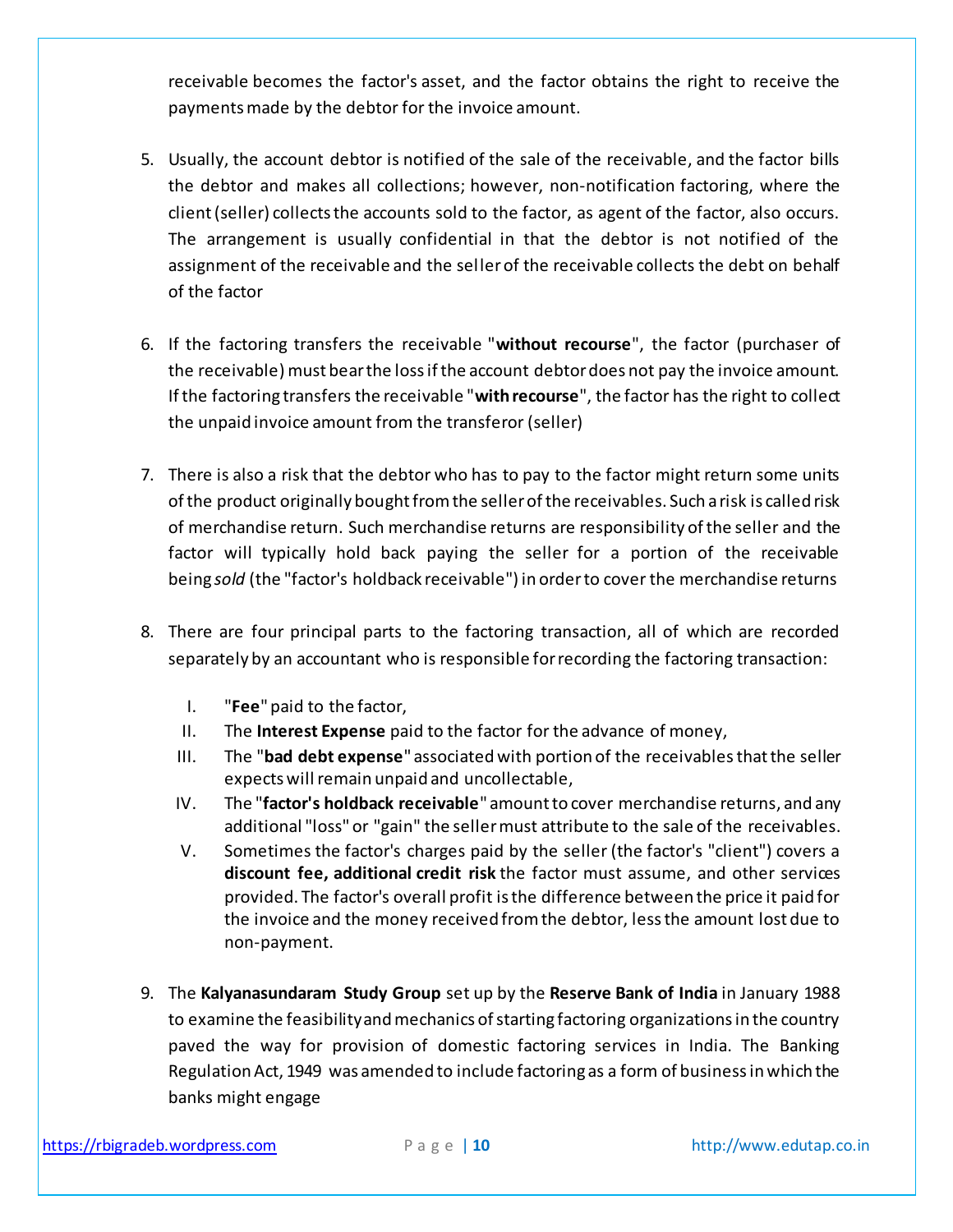receivable becomes the factor's asset, and the factor obtains the right to receive the payments made by the debtor for the invoice amount.

5. Usually, the account debtor is notified of the sale of the receivable, and the factor bills the debtor and makes all collections; however, non-notification factoring, where the client (seller) collects the accounts sold to the factor, as agent of the factor, also occurs. The arrangement is usually confidential in that the debtor is not notified of the assignment of the receivable and the seller of the receivable collects the debt on behalf of the factor

6. If the factoring transfers the receivable "**without recourse**", the factor (purchaser of the receivable) must bear the loss if the account debtor does not pay the invoice amount. If the factoring transfers the receivable "**with recourse**", the factor has the right to collect the unpaid invoice amount from the transferor (seller)

7. There is also a risk that the debtor who has to pay to the factor might return some units of the product originally bought from the seller of the receivables. Such a risk is called risk of merchandise return. Such merchandise returns are responsibility of the seller and the factor will typically hold back paying the seller for a portion of the receivable being *sold* (the "factor's holdback receivable") in order to cover the merchandise returns

8. There are four principal parts to the factoring transaction, all of which are recorded separately by an accountant who is responsible for recording the factoring transaction:

   I. "**Fee**" paid to the factor,
   II. The **Interest Expense** paid to the factor for the advance of money,
   III. The "**bad debt expense**" associated with portion of the receivables that the seller expects will remain unpaid and uncollectable,
   IV. The "**factor's holdback receivable**" amount to cover merchandise returns, and any additional "loss" or "gain" the seller must attribute to the sale of the receivables.
   V. Sometimes the factor's charges paid by the seller (the factor's "client") covers a **discount fee, additional credit risk** the factor must assume, and other services provided. The factor's overall profit is the difference between the price it paid for the invoice and the money received from the debtor, less the amount lost due to non-payment.

9. The **Kalyanasundaram Study Group** set up by the **Reserve Bank of India** in January 1988 to examine the feasibility and mechanics of starting factoring organizations in the country paved the way for provision of domestic factoring services in India. The Banking Regulation Act, 1949 was amended to include factoring as a form of business in which the banks might engage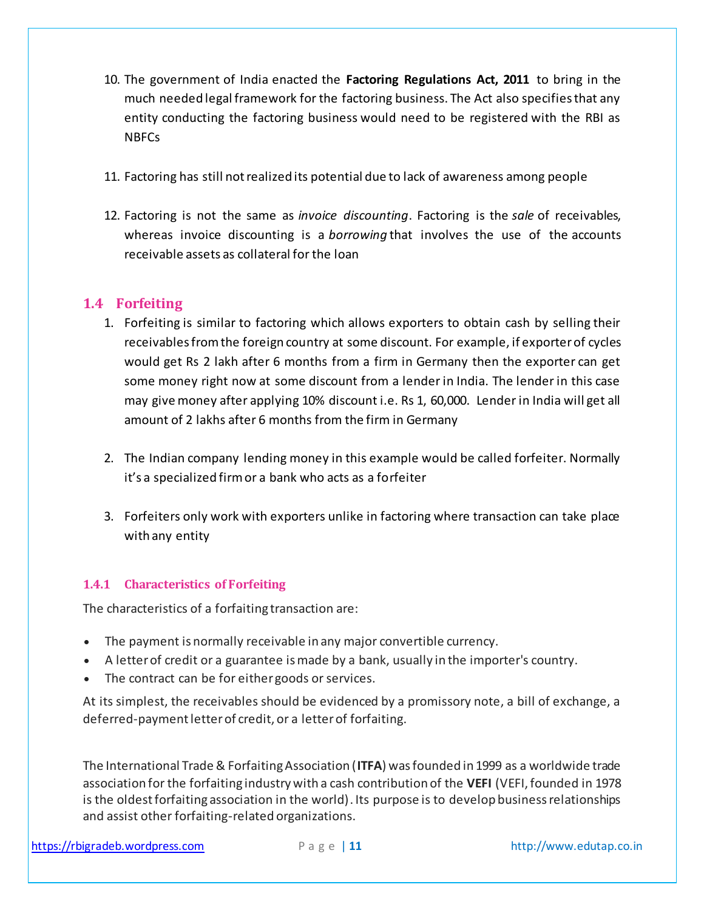10. The government of India enacted the **Factoring Regulations Act, 2011** to bring in the much needed legal framework for the factoring business. The Act also specifies that any entity conducting the factoring business would need to be registered with the RBI as NBFCs

11. Factoring has still not realized its potential due to lack of awareness among people

12. Factoring is not the same as *invoice discounting*. Factoring is the *sale* of receivables, whereas invoice discounting is a *borrowing* that involves the use of the accounts receivable assets as collateral for the loan

## 1.4 Forfeiting

1. Forfeiting is similar to factoring which allows exporters to obtain cash by selling their receivables from the foreign country at some discount. For example, if exporter of cycles would get Rs 2 lakh after 6 months from a firm in Germany then the exporter can get some money right now at some discount from a lender in India. The lender in this case may give money after applying 10% discount i.e. Rs 1, 60,000. Lender in India will get all amount of 2 lakhs after 6 months from the firm in Germany

2. The Indian company lending money in this example would be called forfeiter. Normally it's a specialized firm or a bank who acts as a forfeiter

3. Forfeiters only work with exporters unlike in factoring where transaction can take place with any entity

### 1.4.1 Characteristics of Forfeiting

The characteristics of a forfaiting transaction are:

- The payment is normally receivable in any major convertible currency.
- A letter of credit or a guarantee is made by a bank, usually in the importer's country.
- The contract can be for either goods or services.

At its simplest, the receivables should be evidenced by a promissory note, a bill of exchange, a deferred-payment letter of credit, or a letter of forfaiting.

The International Trade & Forfaiting Association (**ITFA**) was founded in 1999 as a worldwide trade association for the forfaiting industry with a cash contribution of the **VEFI** (VEFI, founded in 1978 is the oldest forfaiting association in the world). Its purpose is to develop business relationships and assist other forfaiting-related organizations.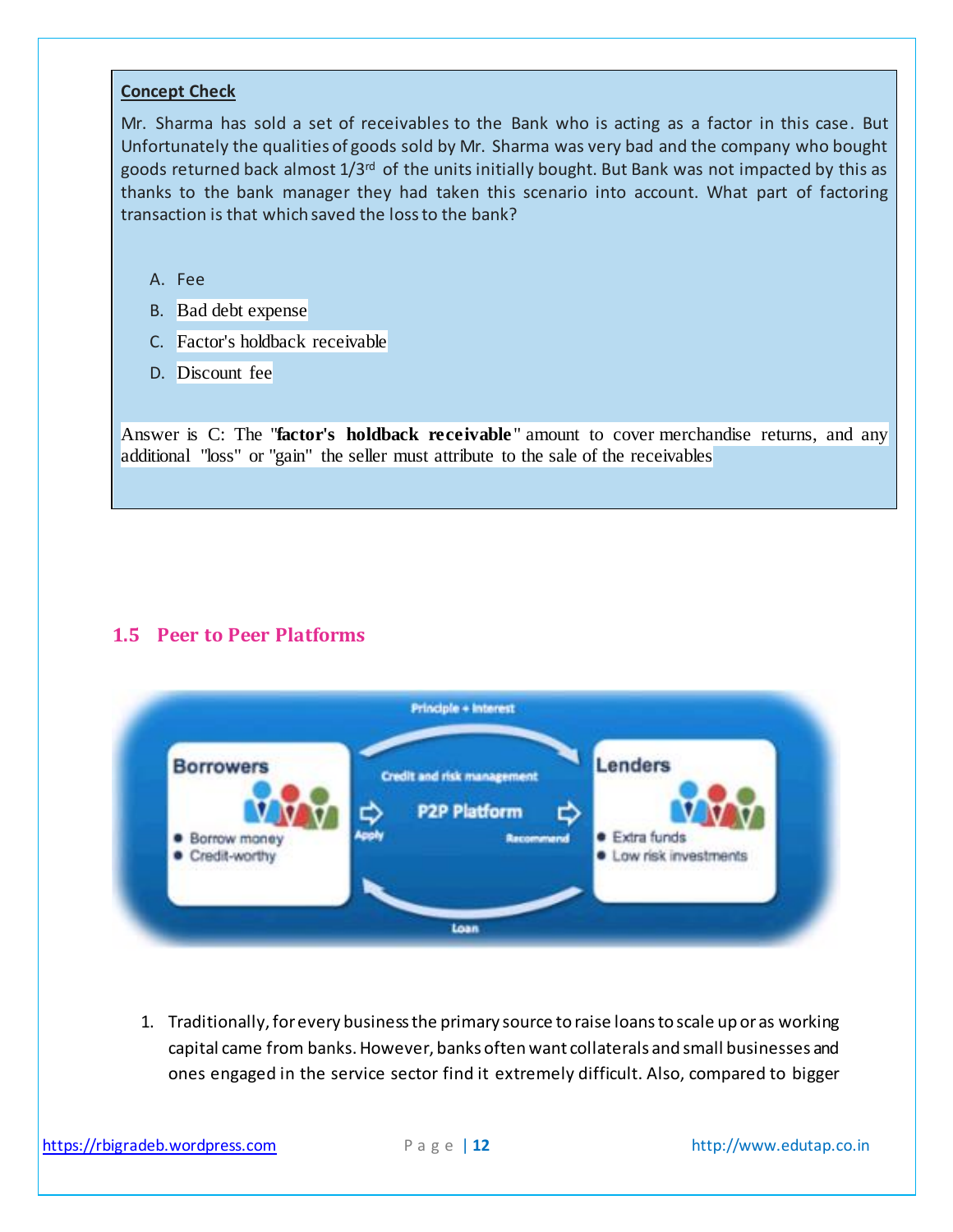**Concept Check**

Mr. Sharma has sold a set of receivables to the Bank who is acting as a factor in this case. But Unfortunately the qualities of goods sold by Mr. Sharma was very bad and the company who bought goods returned back almost 1/3rd of the units initially bought. But Bank was not impacted by this as thanks to the bank manager they had taken this scenario into account. What part of factoring transaction is that which saved the loss to the bank?

A. Fee
B. Bad debt expense
C. Factor's holdback receivable
D. Discount fee

Answer is C: The "**factor's holdback receivable**" amount to cover merchandise returns, and any additional "loss" or "gain" the seller must attribute to the sale of the receivables

## 1.5 Peer to Peer Platforms

1. Traditionally, for every business the primary source to raise loans to scale up or as working capital came from banks. However, banks often want collaterals and small businesses and ones engaged in the service sector find it extremely difficult. Also, compared to bigger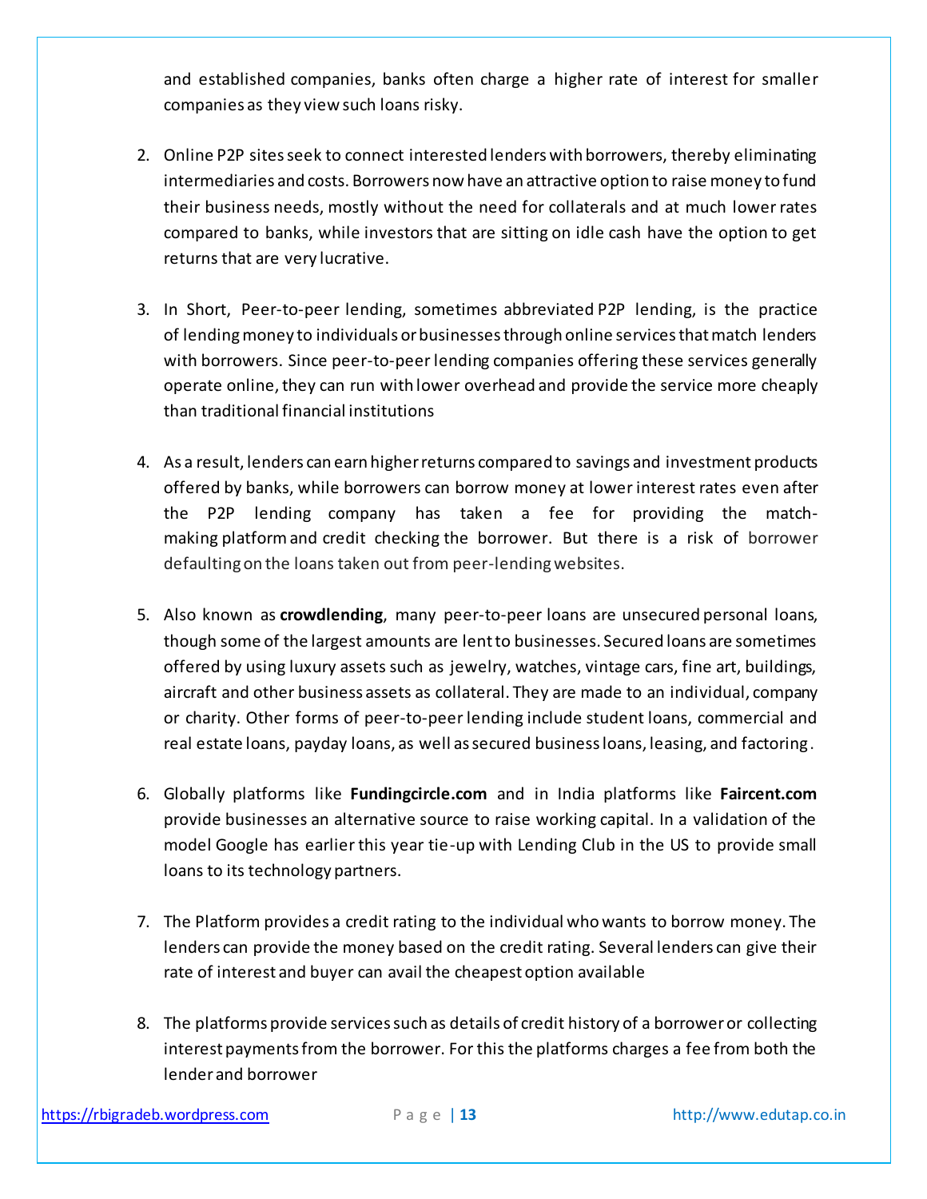and established companies, banks often charge a higher rate of interest for smaller companies as they view such loans risky.

2. Online P2P sites seek to connect interested lenders with borrowers, thereby eliminating intermediaries and costs. Borrowers now have an attractive option to raise money to fund their business needs, mostly without the need for collaterals and at much lower rates compared to banks, while investors that are sitting on idle cash have the option to get returns that are very lucrative.

3. In Short, Peer-to-peer lending, sometimes abbreviated P2P lending, is the practice of lending money to individuals or businesses through online services that match lenders with borrowers. Since peer-to-peer lending companies offering these services generally operate online, they can run with lower overhead and provide the service more cheaply than traditional financial institutions

4. As a result, lenders can earn higher returns compared to savings and investment products offered by banks, while borrowers can borrow money at lower interest rates even after the P2P lending company has taken a fee for providing the match-making platform and credit checking the borrower. But there is a risk of borrower defaulting on the loans taken out from peer-lending websites.

5. Also known as **crowdlending**, many peer-to-peer loans are unsecured personal loans, though some of the largest amounts are lent to businesses. Secured loans are sometimes offered by using luxury assets such as jewelry, watches, vintage cars, fine art, buildings, aircraft and other business assets as collateral. They are made to an individual, company or charity. Other forms of peer-to-peer lending include student loans, commercial and real estate loans, payday loans, as well as secured business loans, leasing, and factoring.

6. Globally platforms like **Fundingcircle.com** and in India platforms like **Faircent.com** provide businesses an alternative source to raise working capital. In a validation of the model Google has earlier this year tie-up with Lending Club in the US to provide small loans to its technology partners.

7. The Platform provides a credit rating to the individual who wants to borrow money. The lenders can provide the money based on the credit rating. Several lenders can give their rate of interest and buyer can avail the cheapest option available

8. The platforms provide services such as details of credit history of a borrower or collecting interest payments from the borrower. For this the platforms charges a fee from both the lender and borrower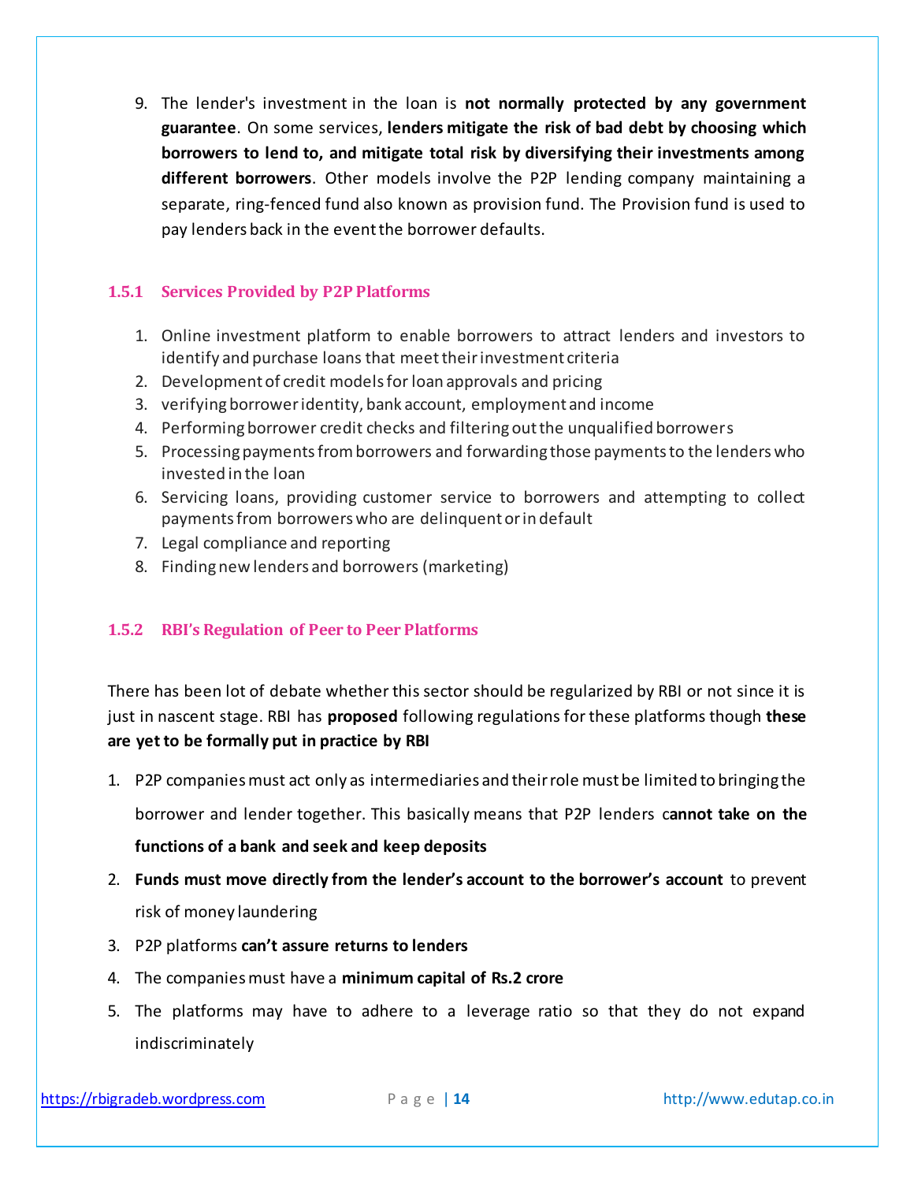9. The lender's investment in the loan is **not normally protected by any government guarantee**. On some services, **lenders mitigate the risk of bad debt by choosing which borrowers to lend to, and mitigate total risk by diversifying their investments among different borrowers**. Other models involve the P2P lending company maintaining a separate, ring-fenced fund also known as provision fund. The Provision fund is used to pay lenders back in the event the borrower defaults.

### 1.5.1 Services Provided by P2P Platforms

1. Online investment platform to enable borrowers to attract lenders and investors to identify and purchase loans that meet their investment criteria
2. Development of credit models for loan approvals and pricing
3. verifying borrower identity, bank account, employment and income
4. Performing borrower credit checks and filtering out the unqualified borrowers
5. Processing payments from borrowers and forwarding those payments to the lenders who invested in the loan
6. Servicing loans, providing customer service to borrowers and attempting to collect payments from borrowers who are delinquent or in default
7. Legal compliance and reporting
8. Finding new lenders and borrowers (marketing)

### 1.5.2 RBI's Regulation of Peer to Peer Platforms

There has been lot of debate whether this sector should be regularized by RBI or not since it is just in nascent stage. RBI has **proposed** following regulations for these platforms though **these are yet to be formally put in practice by RBI**

1. P2P companies must act only as intermediaries and their role must be limited to bringing the borrower and lender together. This basically means that P2P lenders c**annot take on the functions of a bank and seek and keep deposits**
2. **Funds must move directly from the lender's account to the borrower's account** to prevent risk of money laundering
3. P2P platforms **can't assure returns to lenders**
4. The companies must have a **minimum capital of Rs.2 crore**
5. The platforms may have to adhere to a leverage ratio so that they do not expand indiscriminately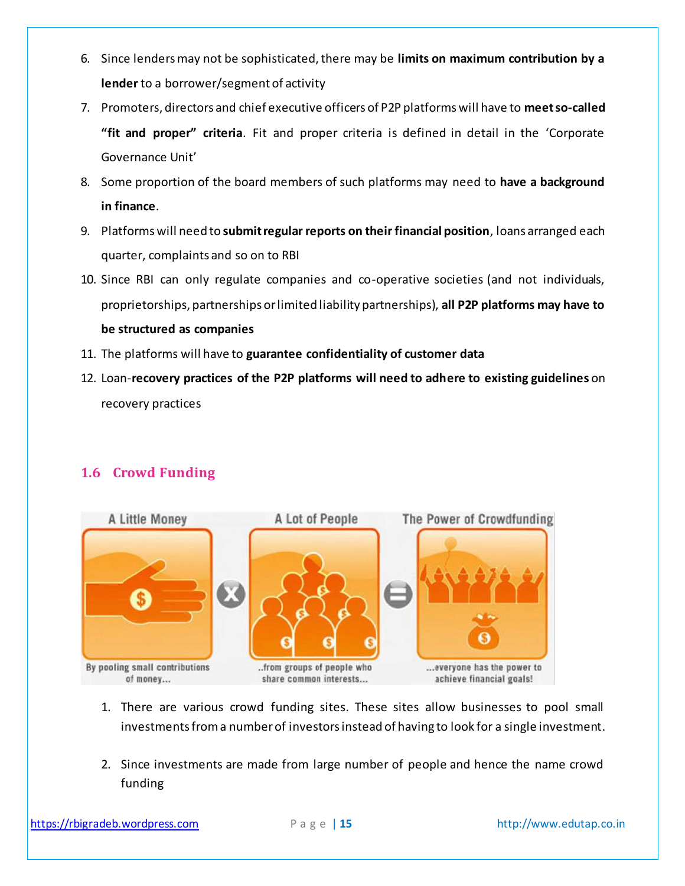6. Since lenders may not be sophisticated, there may be **limits on maximum contribution by a lender** to a borrower/segment of activity
7. Promoters, directors and chief executive officers of P2P platforms will have to **meet so-called "fit and proper" criteria**. Fit and proper criteria is defined in detail in the 'Corporate Governance Unit'
8. Some proportion of the board members of such platforms may need to **have a background in finance**.
9. Platforms will need to **submit regular reports on their financial position**, loans arranged each quarter, complaints and so on to RBI
10. Since RBI can only regulate companies and co-operative societies (and not individuals, proprietorships, partnerships or limited liability partnerships), **all P2P platforms may have to be structured as companies**
11. The platforms will have to **guarantee confidentiality of customer data**
12. Loan-**recovery practices of the P2P platforms will need to adhere to existing guidelines** on recovery practices

## 1.6 Crowd Funding

1. There are various crowd funding sites. These sites allow businesses to pool small investments from a number of investors instead of having to look for a single investment.
2. Since investments are made from large number of people and hence the name crowd funding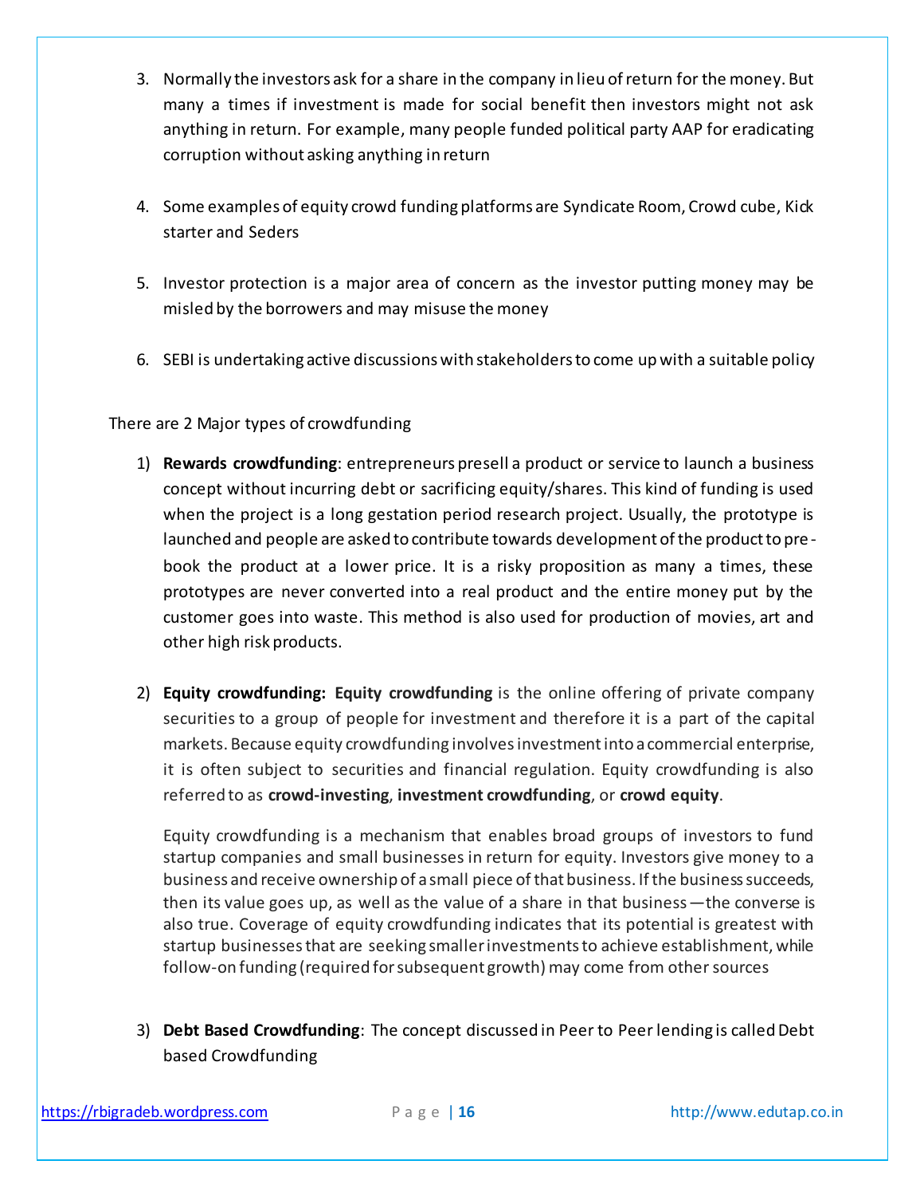3. Normally the investors ask for a share in the company in lieu of return for the money. But many a times if investment is made for social benefit then investors might not ask anything in return. For example, many people funded political party AAP for eradicating corruption without asking anything in return

4. Some examples of equity crowd funding platforms are Syndicate Room, Crowd cube, Kick starter and Seders

5. Investor protection is a major area of concern as the investor putting money may be misled by the borrowers and may misuse the money

6. SEBI is undertaking active discussions with stakeholders to come up with a suitable policy

There are 2 Major types of crowdfunding

1) **Rewards crowdfunding**: entrepreneurs presell a product or service to launch a business concept without incurring debt or sacrificing equity/shares. This kind of funding is used when the project is a long gestation period research project. Usually, the prototype is launched and people are asked to contribute towards development of the product to pre-book the product at a lower price. It is a risky proposition as many a times, these prototypes are never converted into a real product and the entire money put by the customer goes into waste. This method is also used for production of movies, art and other high risk products.

2) **Equity crowdfunding: Equity crowdfunding** is the online offering of private company securities to a group of people for investment and therefore it is a part of the capital markets. Because equity crowdfunding involves investment into a commercial enterprise, it is often subject to securities and financial regulation. Equity crowdfunding is also referred to as **crowd-investing**, **investment crowdfunding**, or **crowd equity**.

   Equity crowdfunding is a mechanism that enables broad groups of investors to fund startup companies and small businesses in return for equity. Investors give money to a business and receive ownership of a small piece of that business. If the business succeeds, then its value goes up, as well as the value of a share in that business—the converse is also true. Coverage of equity crowdfunding indicates that its potential is greatest with startup businesses that are seeking smaller investments to achieve establishment, while follow-on funding (required for subsequent growth) may come from other sources

3) **Debt Based Crowdfunding**: The concept discussed in Peer to Peer lending is called Debt based Crowdfunding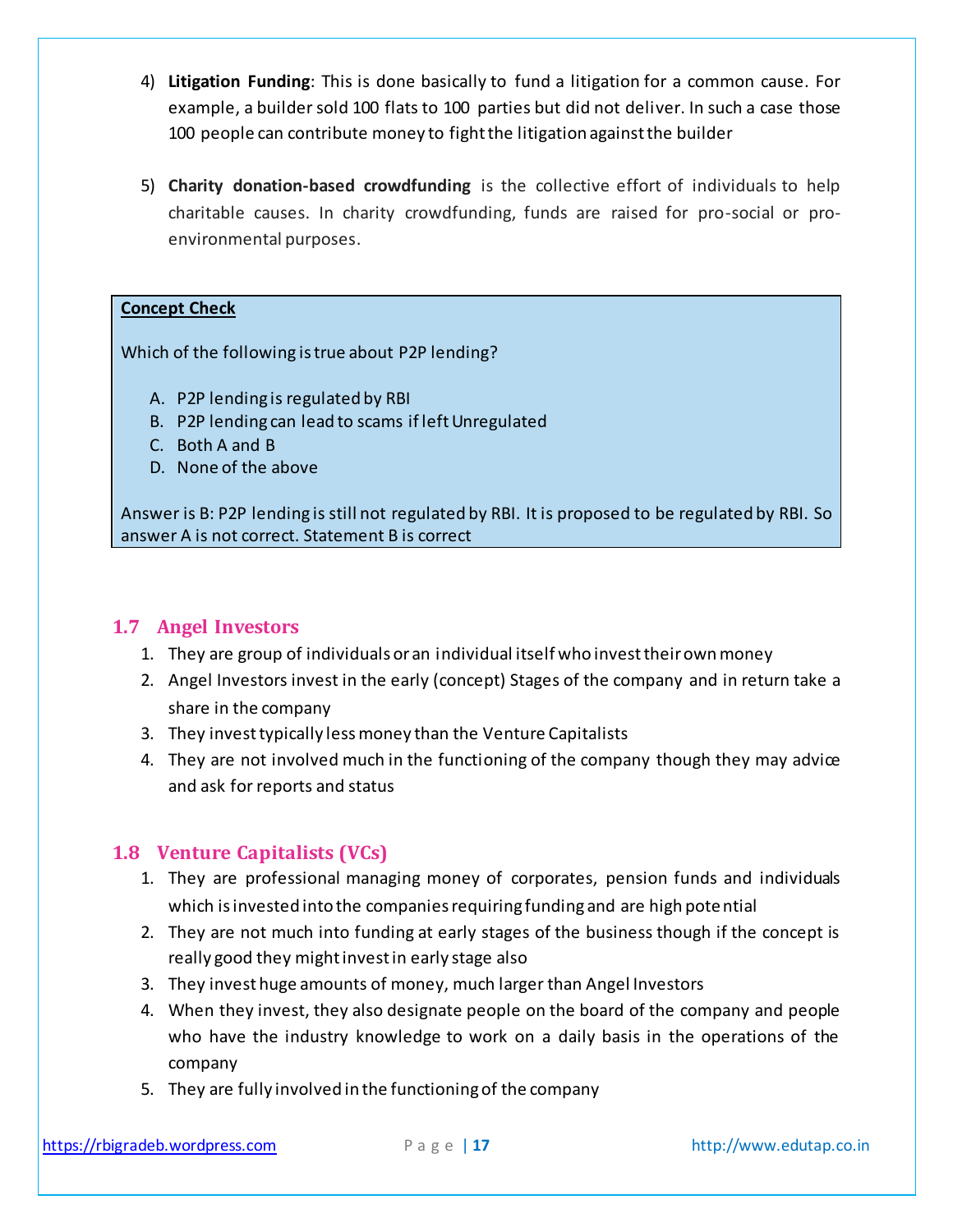4) **Litigation Funding**: This is done basically to fund a litigation for a common cause. For example, a builder sold 100 flats to 100 parties but did not deliver. In such a case those 100 people can contribute money to fight the litigation against the builder

5) **Charity donation-based crowdfunding** is the collective effort of individuals to help charitable causes. In charity crowdfunding, funds are raised for pro-social or pro-environmental purposes.

> **Concept Check**
>
> Which of the following is true about P2P lending?
>
> A. P2P lending is regulated by RBI
> B. P2P lending can lead to scams if left Unregulated
> C. Both A and B
> D. None of the above
>
> Answer is B: P2P lending is still not regulated by RBI. It is proposed to be regulated by RBI. So answer A is not correct. Statement B is correct

## 1.7 Angel Investors

1. They are group of individuals or an individual itself who invest their own money
2. Angel Investors invest in the early (concept) Stages of the company and in return take a share in the company
3. They invest typically less money than the Venture Capitalists
4. They are not involved much in the functioning of the company though they may advice and ask for reports and status

## 1.8 Venture Capitalists (VCs)

1. They are professional managing money of corporates, pension funds and individuals which is invested into the companies requiring funding and are high potential
2. They are not much into funding at early stages of the business though if the concept is really good they might invest in early stage also
3. They invest huge amounts of money, much larger than Angel Investors
4. When they invest, they also designate people on the board of the company and people who have the industry knowledge to work on a daily basis in the operations of the company
5. They are fully involved in the functioning of the company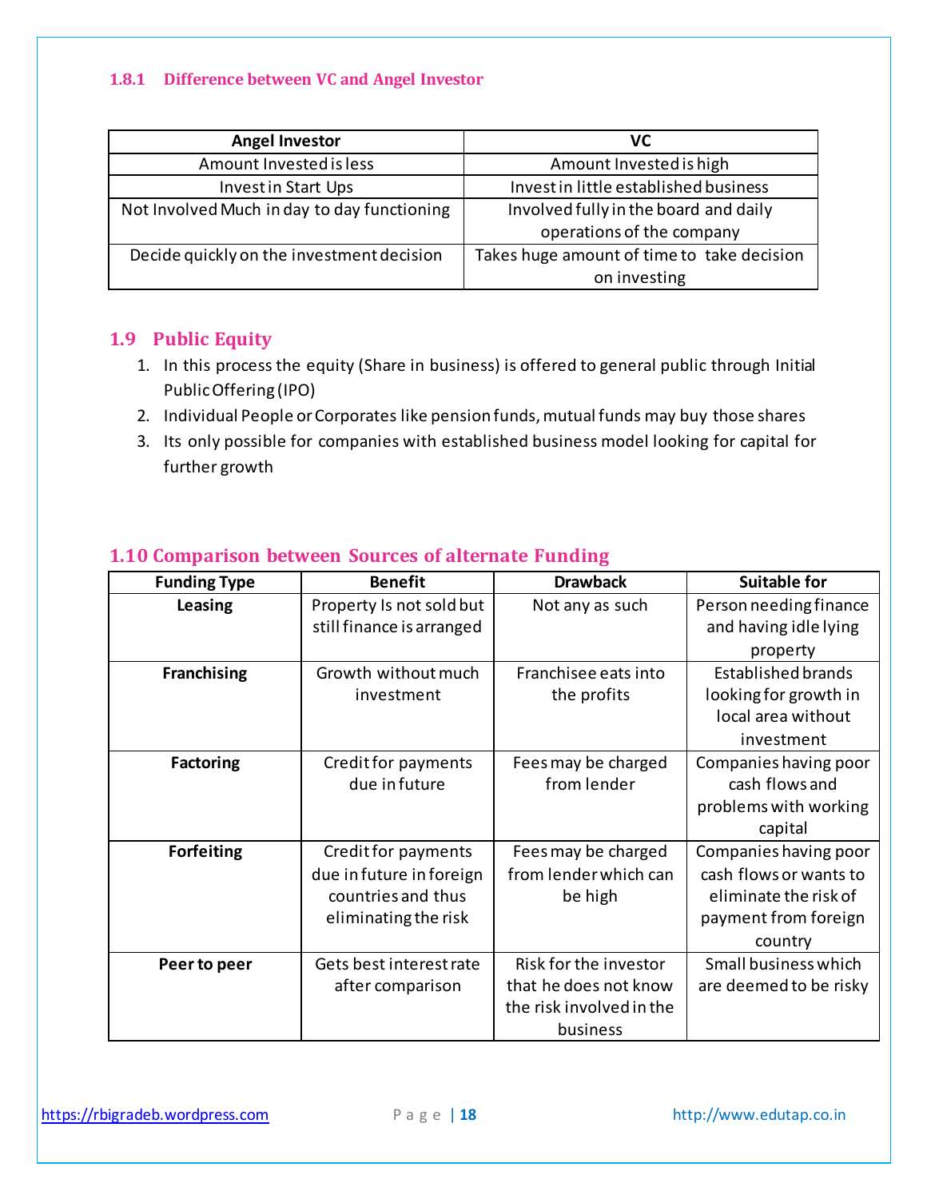### 1.8.1 Difference between VC and Angel Investor

| Angel Investor | VC |
|---|---|
| Amount Invested is less | Amount Invested is high |
| Invest in Start Ups | Invest in little established business |
| Not Involved Much in day to day functioning | Involved fully in the board and daily operations of the company |
| Decide quickly on the investment decision | Takes huge amount of time to take decision on investing |

## 1.9 Public Equity

1. In this process the equity (Share in business) is offered to general public through Initial Public Offering (IPO)
2. Individual People or Corporates like pension funds, mutual funds may buy those shares
3. Its only possible for companies with established business model looking for capital for further growth

## 1.10 Comparison between Sources of alternate Funding

| Funding Type | Benefit | Drawback | Suitable for |
|---|---|---|---|
| **Leasing** | Property Is not sold but still finance is arranged | Not any as such | Person needing finance and having idle lying property |
| **Franchising** | Growth without much investment | Franchisee eats into the profits | Established brands looking for growth in local area without investment |
| **Factoring** | Credit for payments due in future | Fees may be charged from lender | Companies having poor cash flows and problems with working capital |
| **Forfeiting** | Credit for payments due in future in foreign countries and thus eliminating the risk | Fees may be charged from lender which can be high | Companies having poor cash flows or wants to eliminate the risk of payment from foreign country |
| **Peer to peer** | Gets best interest rate after comparison | Risk for the investor that he does not know the risk involved in the business | Small business which are deemed to be risky |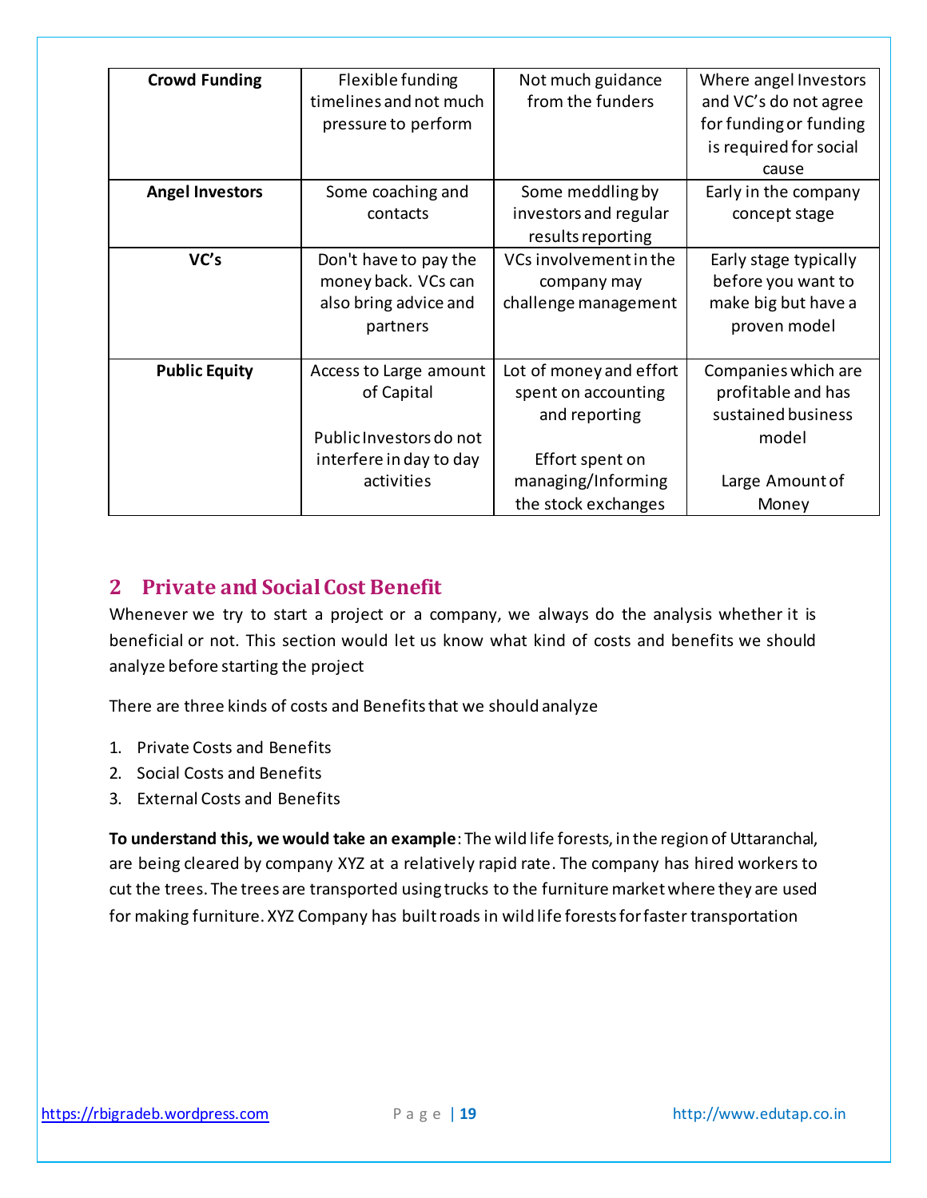| **Crowd Funding** | Flexible funding timelines and not much pressure to perform | Not much guidance from the funders | Where angel Investors and VC's do not agree for funding or funding is required for social cause |
|---|---|---|---|
| **Angel Investors** | Some coaching and contacts | Some meddling by investors and regular results reporting | Early in the company concept stage |
| **VC's** | Don't have to pay the money back. VCs can also bring advice and partners | VCs involvement in the company may challenge management | Early stage typically before you want to make big but have a proven model |
| **Public Equity** | Access to Large amount of Capital<br><br>Public Investors do not interfere in day to day activities | Lot of money and effort spent on accounting and reporting<br><br>Effort spent on managing/Informing the stock exchanges | Companies which are profitable and has sustained business model<br><br>Large Amount of Money |

## 2 Private and Social Cost Benefit

Whenever we try to start a project or a company, we always do the analysis whether it is beneficial or not. This section would let us know what kind of costs and benefits we should analyze before starting the project

There are three kinds of costs and Benefits that we should analyze

1. Private Costs and Benefits
2. Social Costs and Benefits
3. External Costs and Benefits

**To understand this, we would take an example**: The wild life forests, in the region of Uttaranchal, are being cleared by company XYZ at a relatively rapid rate. The company has hired workers to cut the trees. The trees are transported using trucks to the furniture market where they are used for making furniture. XYZ Company has built roads in wild life forests for faster transportation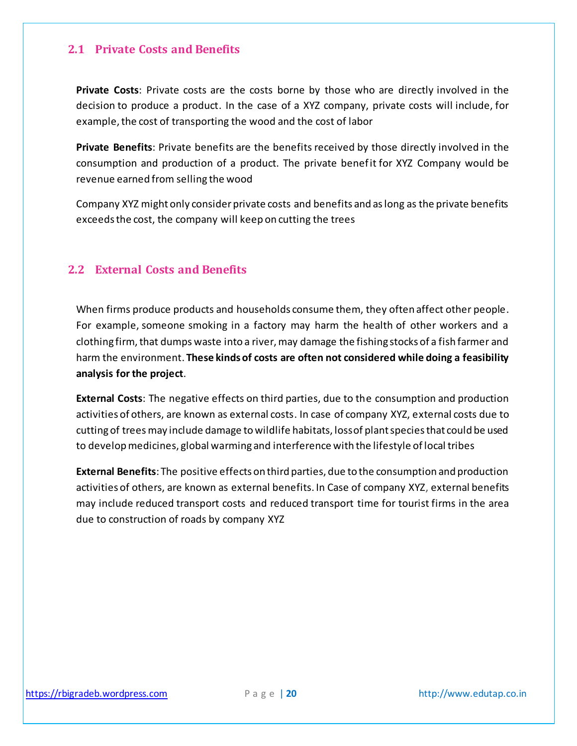## 2.1 Private Costs and Benefits

**Private Costs**: Private costs are the costs borne by those who are directly involved in the decision to produce a product. In the case of a XYZ company, private costs will include, for example, the cost of transporting the wood and the cost of labor

**Private Benefits**: Private benefits are the benefits received by those directly involved in the consumption and production of a product. The private benefit for XYZ Company would be revenue earned from selling the wood

Company XYZ might only consider private costs and benefits and as long as the private benefits exceeds the cost, the company will keep on cutting the trees

## 2.2 External Costs and Benefits

When firms produce products and households consume them, they often affect other people. For example, someone smoking in a factory may harm the health of other workers and a clothing firm, that dumps waste into a river, may damage the fishing stocks of a fish farmer and harm the environment. **These kinds of costs are often not considered while doing a feasibility analysis for the project**.

**External Costs**: The negative effects on third parties, due to the consumption and production activities of others, are known as external costs. In case of company XYZ, external costs due to cutting of trees may include damage to wildlife habitats, loss of plant species that could be used to develop medicines, global warming and interference with the lifestyle of local tribes

**External Benefits**: The positive effects on third parties, due to the consumption and production activities of others, are known as external benefits. In Case of company XYZ, external benefits may include reduced transport costs and reduced transport time for tourist firms in the area due to construction of roads by company XYZ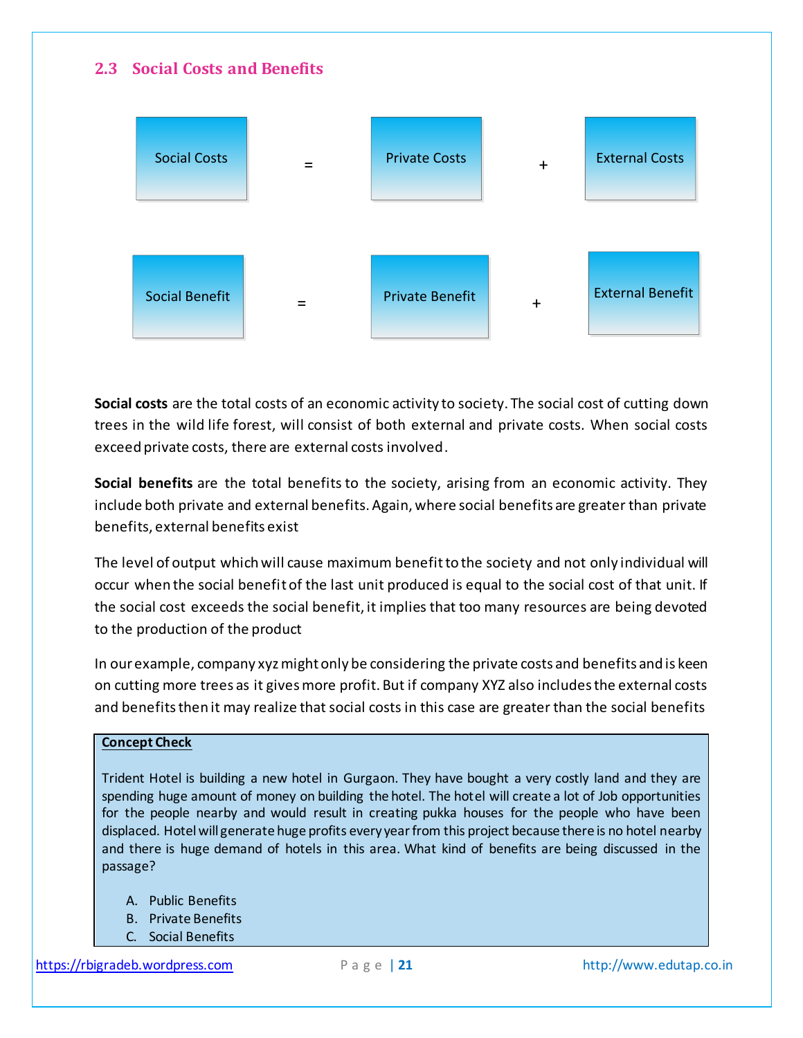## 2.3 Social Costs and Benefits

Social Costs = Private Costs + External Costs

Social Benefit = Private Benefit + External Benefit

**Social costs** are the total costs of an economic activity to society. The social cost of cutting down trees in the wild life forest, will consist of both external and private costs. When social costs exceed private costs, there are external costs involved.

**Social benefits** are the total benefits to the society, arising from an economic activity. They include both private and external benefits. Again, where social benefits are greater than private benefits, external benefits exist

The level of output which will cause maximum benefit to the society and not only individual will occur when the social benefit of the last unit produced is equal to the social cost of that unit. If the social cost exceeds the social benefit, it implies that too many resources are being devoted to the production of the product

In our example, company xyz might only be considering the private costs and benefits and is keen on cutting more trees as it gives more profit. But if company XYZ also includes the external costs and benefits then it may realize that social costs in this case are greater than the social benefits

**Concept Check**

Trident Hotel is building a new hotel in Gurgaon. They have bought a very costly land and they are spending huge amount of money on building the hotel. The hotel will create a lot of Job opportunities for the people nearby and would result in creating pukka houses for the people who have been displaced. Hotel will generate huge profits every year from this project because there is no hotel nearby and there is huge demand of hotels in this area. What kind of benefits are being discussed in the passage?

A. Public Benefits
B. Private Benefits
C. Social Benefits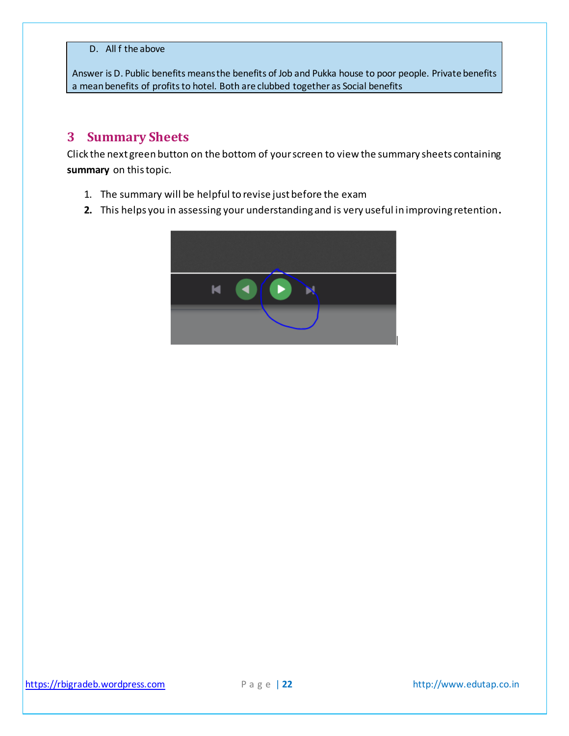D. All f the above

Answer is D. Public benefits means the benefits of Job and Pukka house to poor people. Private benefits a mean benefits of profits to hotel. Both are clubbed together as Social benefits

## 3 Summary Sheets

Click the next green button on the bottom of your screen to view the summary sheets containing **summary** on this topic.

1. The summary will be helpful to revise just before the exam
2. This helps you in assessing your understanding and is very useful in improving retention.